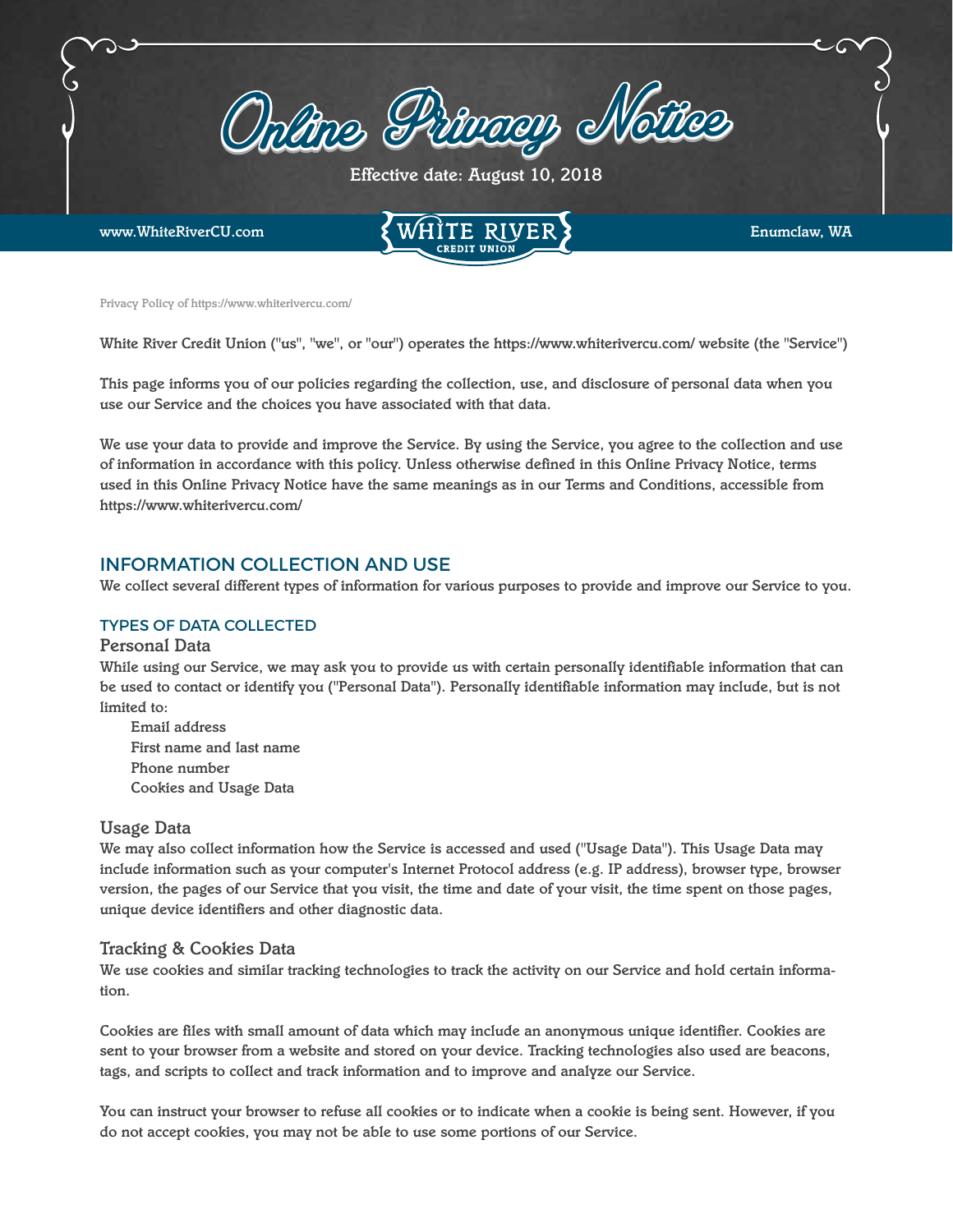# Online Privacy Notice

Effective date: August 10, 2018

www.WhiteRiverCU.com | WHITE RIVER CREDIT UNION | Enumclaw, WA

Privacy Policy of https://www.whiterivercu.com/

White River Credit Union ("us", "we", or "our") operates the https://www.whiterivercu.com/ website (the "Service")

This page informs you of our policies regarding the collection, use, and disclosure of personal data when you use our Service and the choices you have associated with that data.

We use your data to provide and improve the Service. By using the Service, you agree to the collection and use of information in accordance with this policy. Unless otherwise defined in this Online Privacy Notice, terms used in this Online Privacy Notice have the same meanings as in our Terms and Conditions, accessible from https://www.whiterivercu.com/

## INFORMATION COLLECTION AND USE

We collect several different types of information for various purposes to provide and improve our Service to you.

### TYPES OF DATA COLLECTED

#### Personal Data

While using our Service, we may ask you to provide us with certain personally identifiable information that can be used to contact or identify you ("Personal Data"). Personally identifiable information may include, but is not limited to:

- Email address
- First name and last name
- Phone number
- Cookies and Usage Data

#### Usage Data

We may also collect information how the Service is accessed and used ("Usage Data"). This Usage Data may include information such as your computer's Internet Protocol address (e.g. IP address), browser type, browser version, the pages of our Service that you visit, the time and date of your visit, the time spent on those pages, unique device identifiers and other diagnostic data.

#### Tracking & Cookies Data

We use cookies and similar tracking technologies to track the activity on our Service and hold certain information.

Cookies are files with small amount of data which may include an anonymous unique identifier. Cookies are sent to your browser from a website and stored on your device. Tracking technologies also used are beacons, tags, and scripts to collect and track information and to improve and analyze our Service.

You can instruct your browser to refuse all cookies or to indicate when a cookie is being sent. However, if you do not accept cookies, you may not be able to use some portions of our Service.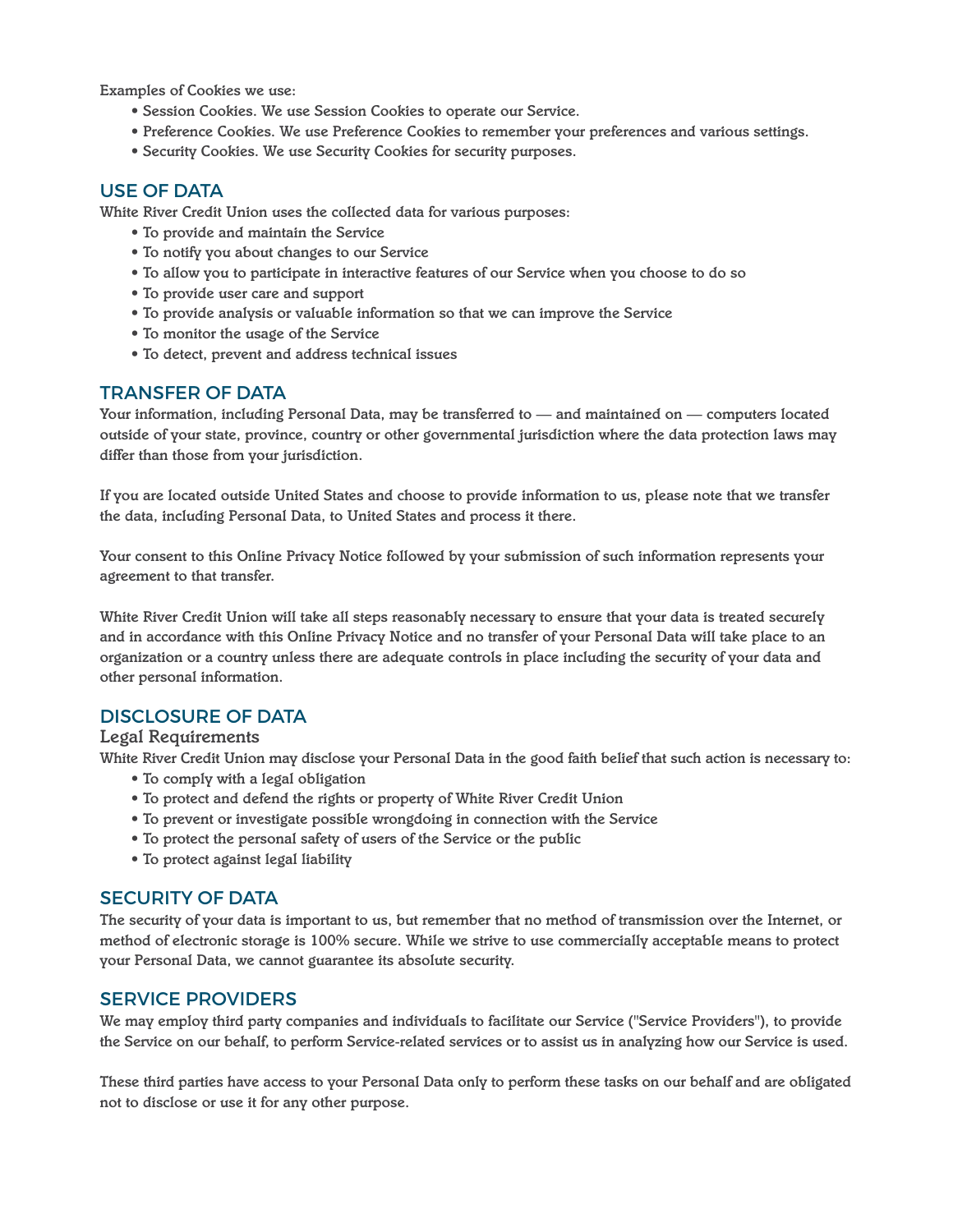Examples of Cookies we use:

- Session Cookies. We use Session Cookies to operate our Service.
- Preference Cookies. We use Preference Cookies to remember your preferences and various settings.
- Security Cookies. We use Security Cookies for security purposes.

## USE OF DATA

White River Credit Union uses the collected data for various purposes:

- To provide and maintain the Service
- To notify you about changes to our Service
- To allow you to participate in interactive features of our Service when you choose to do so
- To provide user care and support
- To provide analysis or valuable information so that we can improve the Service
- To monitor the usage of the Service
- To detect, prevent and address technical issues

## TRANSFER OF DATA

Your information, including Personal Data, may be transferred to — and maintained on — computers located outside of your state, province, country or other governmental jurisdiction where the data protection laws may differ than those from your jurisdiction.

If you are located outside United States and choose to provide information to us, please note that we transfer the data, including Personal Data, to United States and process it there.

Your consent to this Online Privacy Notice followed by your submission of such information represents your agreement to that transfer.

White River Credit Union will take all steps reasonably necessary to ensure that your data is treated securely and in accordance with this Online Privacy Notice and no transfer of your Personal Data will take place to an organization or a country unless there are adequate controls in place including the security of your data and other personal information.

## DISCLOSURE OF DATA

### Legal Requirements

White River Credit Union may disclose your Personal Data in the good faith belief that such action is necessary to:

- To comply with a legal obligation
- To protect and defend the rights or property of White River Credit Union
- To prevent or investigate possible wrongdoing in connection with the Service
- To protect the personal safety of users of the Service or the public
- To protect against legal liability

## SECURITY OF DATA

The security of your data is important to us, but remember that no method of transmission over the Internet, or method of electronic storage is 100% secure. While we strive to use commercially acceptable means to protect your Personal Data, we cannot guarantee its absolute security.

## SERVICE PROVIDERS

We may employ third party companies and individuals to facilitate our Service ("Service Providers"), to provide the Service on our behalf, to perform Service-related services or to assist us in analyzing how our Service is used.

These third parties have access to your Personal Data only to perform these tasks on our behalf and are obligated not to disclose or use it for any other purpose.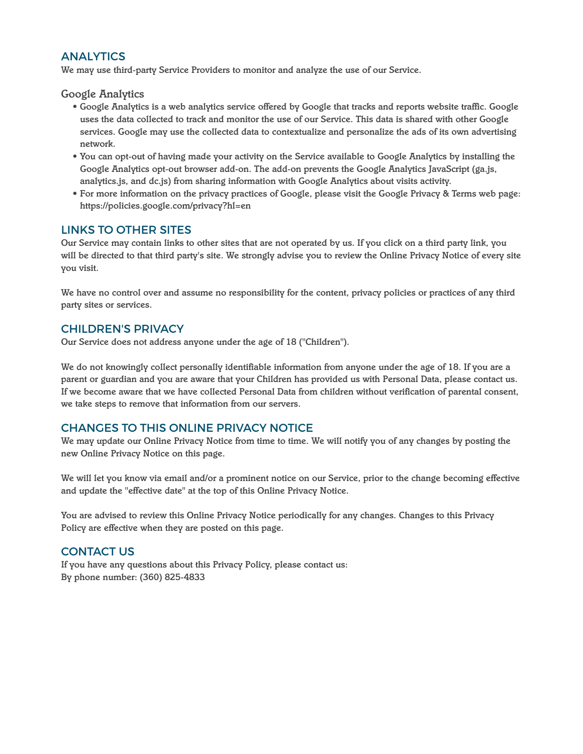## ANALYTICS

We may use third-party Service Providers to monitor and analyze the use of our Service.

### Google Analytics

- Google Analytics is a web analytics service offered by Google that tracks and reports website traffic. Google uses the data collected to track and monitor the use of our Service. This data is shared with other Google services. Google may use the collected data to contextualize and personalize the ads of its own advertising network.
- You can opt-out of having made your activity on the Service available to Google Analytics by installing the Google Analytics opt-out browser add-on. The add-on prevents the Google Analytics JavaScript (ga.js, analytics.js, and dc.js) from sharing information with Google Analytics about visits activity.
- For more information on the privacy practices of Google, please visit the Google Privacy & Terms web page: https://policies.google.com/privacy?hl=en

## LINKS TO OTHER SITES

Our Service may contain links to other sites that are not operated by us. If you click on a third party link, you will be directed to that third party's site. We strongly advise you to review the Online Privacy Notice of every site you visit.

We have no control over and assume no responsibility for the content, privacy policies or practices of any third party sites or services.

## CHILDREN'S PRIVACY

Our Service does not address anyone under the age of 18 ("Children").

We do not knowingly collect personally identifiable information from anyone under the age of 18. If you are a parent or guardian and you are aware that your Children has provided us with Personal Data, please contact us. If we become aware that we have collected Personal Data from children without verification of parental consent, we take steps to remove that information from our servers.

## CHANGES TO THIS ONLINE PRIVACY NOTICE

We may update our Online Privacy Notice from time to time. We will notify you of any changes by posting the new Online Privacy Notice on this page.

We will let you know via email and/or a prominent notice on our Service, prior to the change becoming effective and update the "effective date" at the top of this Online Privacy Notice.

You are advised to review this Online Privacy Notice periodically for any changes. Changes to this Privacy Policy are effective when they are posted on this page.

## CONTACT US

If you have any questions about this Privacy Policy, please contact us:
By phone number: (360) 825-4833